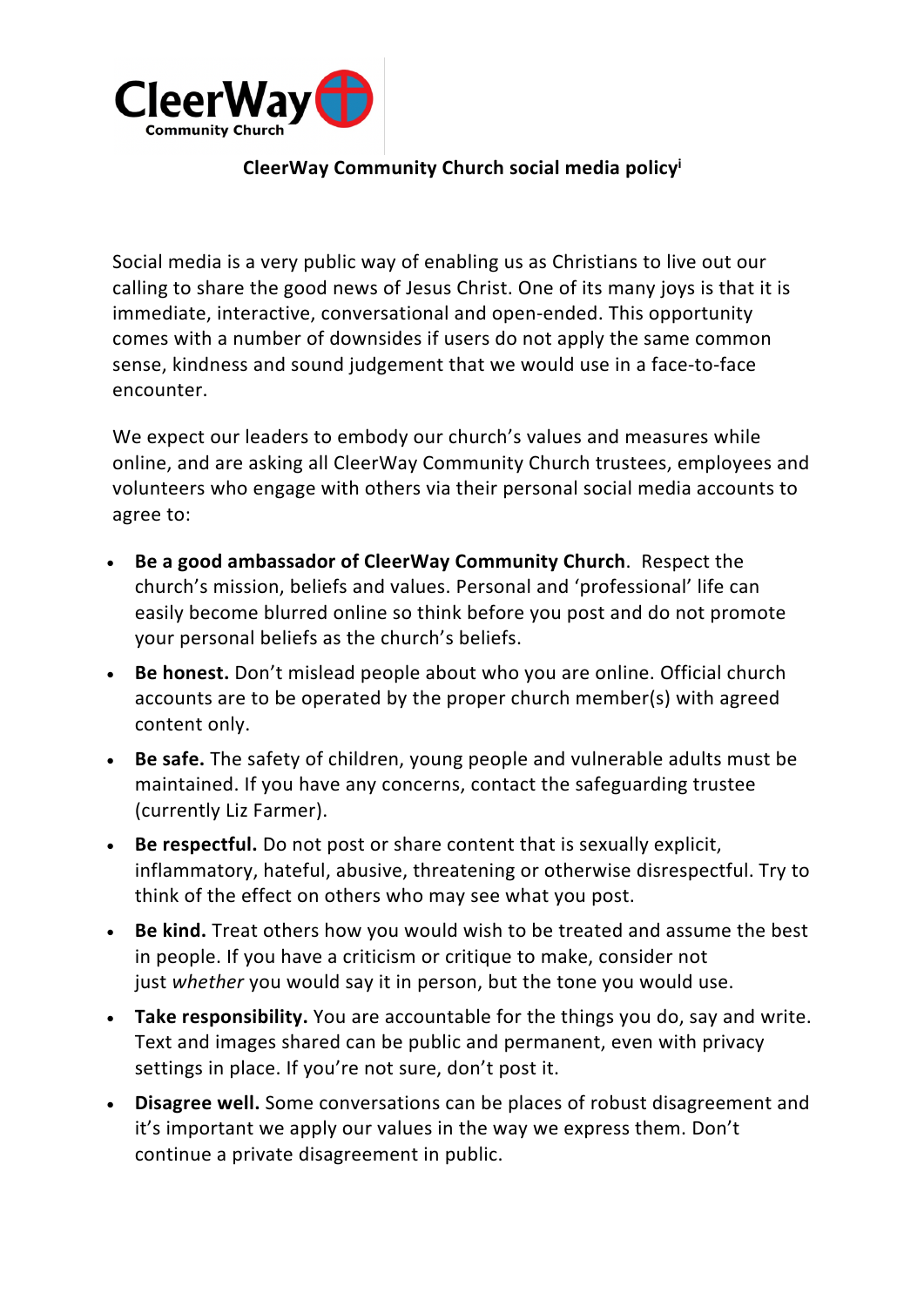CleerWay Community Church

# CleerWay Community Church social media policy[i]

Social media is a very public way of enabling us as Christians to live out our calling to share the good news of Jesus Christ. One of its many joys is that it is immediate, interactive, conversational and open-ended. This opportunity comes with a number of downsides if users do not apply the same common sense, kindness and sound judgement that we would use in a face-to-face encounter.

We expect our leaders to embody our church's values and measures while online, and are asking all CleerWay Community Church trustees, employees and volunteers who engage with others via their personal social media accounts to agree to:

- **Be a good ambassador of CleerWay Community Church**. Respect the church's mission, beliefs and values. Personal and 'professional' life can easily become blurred online so think before you post and do not promote your personal beliefs as the church's beliefs.
- **Be honest.** Don't mislead people about who you are online. Official church accounts are to be operated by the proper church member(s) with agreed content only.
- **Be safe.** The safety of children, young people and vulnerable adults must be maintained. If you have any concerns, contact the safeguarding trustee (currently Liz Farmer).
- **Be respectful.** Do not post or share content that is sexually explicit, inflammatory, hateful, abusive, threatening or otherwise disrespectful. Try to think of the effect on others who may see what you post.
- **Be kind.** Treat others how you would wish to be treated and assume the best in people. If you have a criticism or critique to make, consider not just *whether* you would say it in person, but the tone you would use.
- **Take responsibility.** You are accountable for the things you do, say and write. Text and images shared can be public and permanent, even with privacy settings in place. If you're not sure, don't post it.
- **Disagree well.** Some conversations can be places of robust disagreement and it's important we apply our values in the way we express them. Don't continue a private disagreement in public.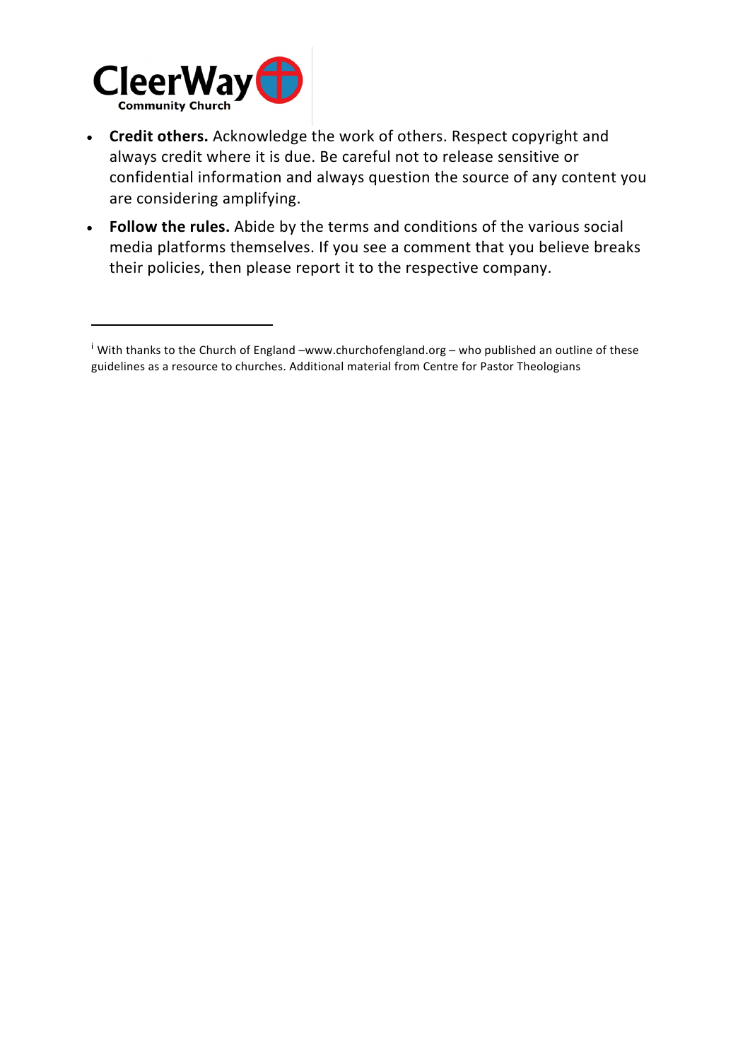- **Credit others.** Acknowledge the work of others. Respect copyright and always credit where it is due. Be careful not to release sensitive or confidential information and always question the source of any content you are considering amplifying.
- **Follow the rules.** Abide by the terms and conditions of the various social media platforms themselves. If you see a comment that you believe breaks their policies, then please report it to the respective company.

---

[i] With thanks to the Church of England –www.churchofengland.org – who published an outline of these guidelines as a resource to churches. Additional material from Centre for Pastor Theologians